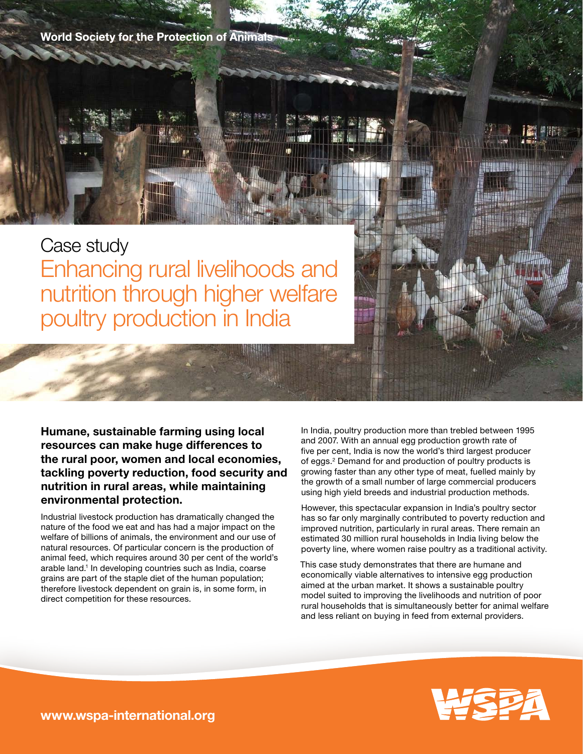World Society for the Protection of Animals

# Case study

## Enhancing rural livelihoods and nutrition through higher welfare poultry production in India

**Humane, sustainable farming using local resources can make huge differences to the rural poor, women and local economies, tackling poverty reduction, food security and nutrition in rural areas, while maintaining environmental protection.**

Industrial livestock production has dramatically changed the nature of the food we eat and has had a major impact on the welfare of billions of animals, the environment and our use of natural resources. Of particular concern is the production of animal feed, which requires around 30 per cent of the world's arable land.[1] In developing countries such as India, coarse grains are part of the staple diet of the human population; therefore livestock dependent on grain is, in some form, in direct competition for these resources.

In India, poultry production more than trebled between 1995 and 2007. With an annual egg production growth rate of five per cent, India is now the world's third largest producer of eggs.[2] Demand for and production of poultry products is growing faster than any other type of meat, fuelled mainly by the growth of a small number of large commercial producers using high yield breeds and industrial production methods.

However, this spectacular expansion in India's poultry sector has so far only marginally contributed to poverty reduction and improved nutrition, particularly in rural areas. There remain an estimated 30 million rural households in India living below the poverty line, where women raise poultry as a traditional activity.

This case study demonstrates that there are humane and economically viable alternatives to intensive egg production aimed at the urban market. It shows a sustainable poultry model suited to improving the livelihoods and nutrition of poor rural households that is simultaneously better for animal welfare and less reliant on buying in feed from external providers.

www.wspa-international.org

WSPA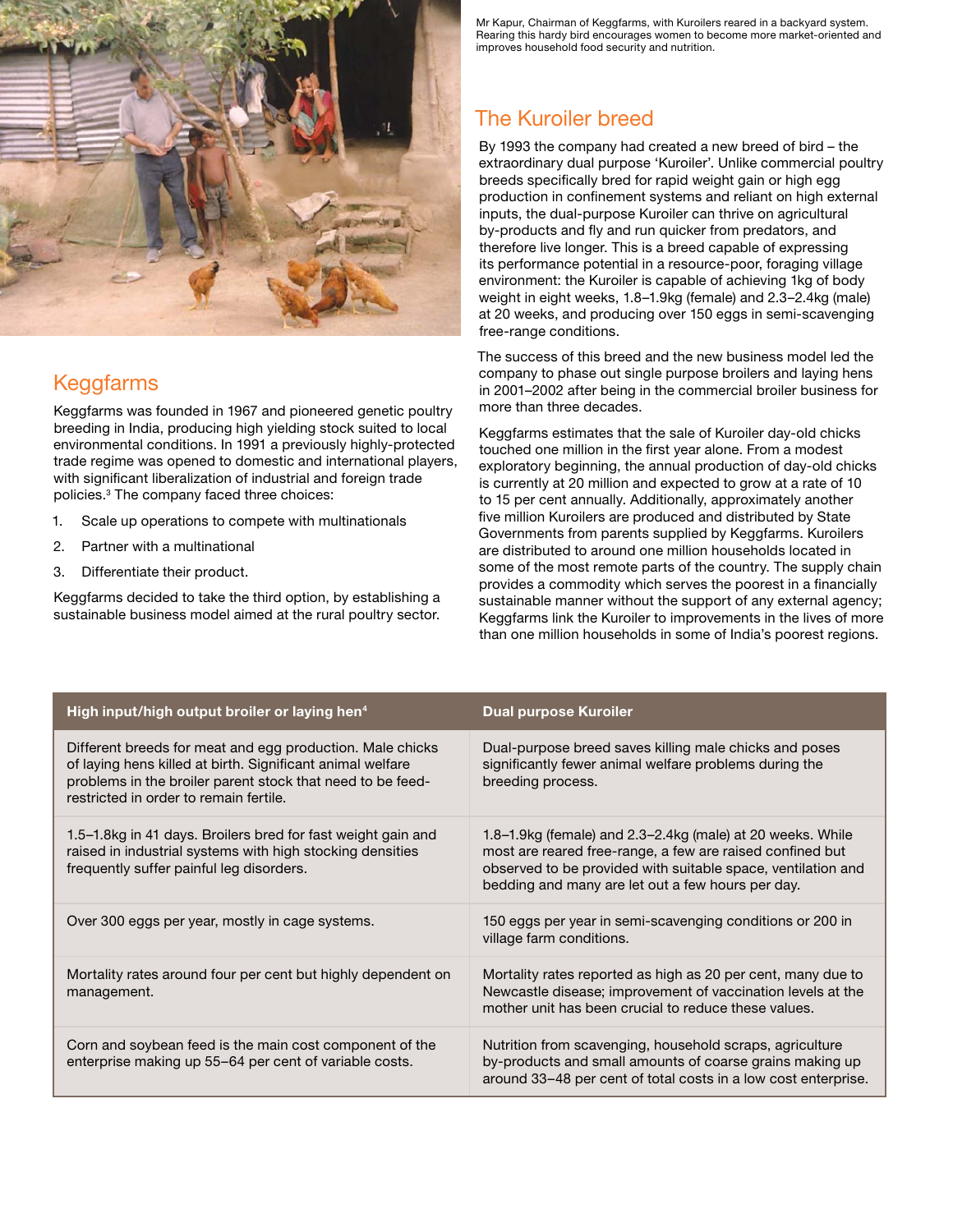Mr Kapur, Chairman of Keggfarms, with Kuroilers reared in a backyard system. Rearing this hardy bird encourages women to become more market-oriented and improves household food security and nutrition.

## Keggfarms

Keggfarms was founded in 1967 and pioneered genetic poultry breeding in India, producing high yielding stock suited to local environmental conditions. In 1991 a previously highly-protected trade regime was opened to domestic and international players, with significant liberalization of industrial and foreign trade policies.[3] The company faced three choices:

1. Scale up operations to compete with multinationals
2. Partner with a multinational
3. Differentiate their product.

Keggfarms decided to take the third option, by establishing a sustainable business model aimed at the rural poultry sector.

## The Kuroiler breed

By 1993 the company had created a new breed of bird – the extraordinary dual purpose 'Kuroiler'. Unlike commercial poultry breeds specifically bred for rapid weight gain or high egg production in confinement systems and reliant on high external inputs, the dual-purpose Kuroiler can thrive on agricultural by-products and fly and run quicker from predators, and therefore live longer. This is a breed capable of expressing its performance potential in a resource-poor, foraging village environment: the Kuroiler is capable of achieving 1kg of body weight in eight weeks, 1.8–1.9kg (female) and 2.3–2.4kg (male) at 20 weeks, and producing over 150 eggs in semi-scavenging free-range conditions.

The success of this breed and the new business model led the company to phase out single purpose broilers and laying hens in 2001–2002 after being in the commercial broiler business for more than three decades.

Keggfarms estimates that the sale of Kuroiler day-old chicks touched one million in the first year alone. From a modest exploratory beginning, the annual production of day-old chicks is currently at 20 million and expected to grow at a rate of 10 to 15 per cent annually. Additionally, approximately another five million Kuroilers are produced and distributed by State Governments from parents supplied by Keggfarms. Kuroilers are distributed to around one million households located in some of the most remote parts of the country. The supply chain provides a commodity which serves the poorest in a financially sustainable manner without the support of any external agency; Keggfarms link the Kuroiler to improvements in the lives of more than one million households in some of India's poorest regions.

| High input/high output broiler or laying hen[4] | Dual purpose Kuroiler |
| --- | --- |
| Different breeds for meat and egg production. Male chicks of laying hens killed at birth. Significant animal welfare problems in the broiler parent stock that need to be feed-restricted in order to remain fertile. | Dual-purpose breed saves killing male chicks and poses significantly fewer animal welfare problems during the breeding process. |
| 1.5–1.8kg in 41 days. Broilers bred for fast weight gain and raised in industrial systems with high stocking densities frequently suffer painful leg disorders. | 1.8–1.9kg (female) and 2.3–2.4kg (male) at 20 weeks. While most are reared free-range, a few are raised confined but observed to be provided with suitable space, ventilation and bedding and many are let out a few hours per day. |
| Over 300 eggs per year, mostly in cage systems. | 150 eggs per year in semi-scavenging conditions or 200 in village farm conditions. |
| Mortality rates around four per cent but highly dependent on management. | Mortality rates reported as high as 20 per cent, many due to Newcastle disease; improvement of vaccination levels at the mother unit has been crucial to reduce these values. |
| Corn and soybean feed is the main cost component of the enterprise making up 55–64 per cent of variable costs. | Nutrition from scavenging, household scraps, agriculture by-products and small amounts of coarse grains making up around 33–48 per cent of total costs in a low cost enterprise. |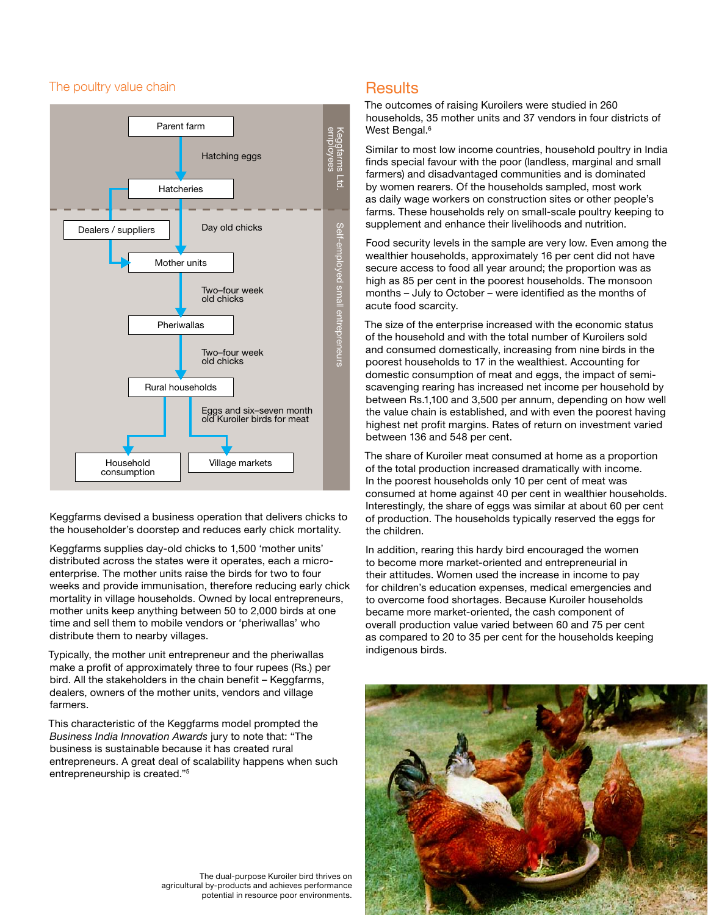## The poultry value chain

Parent farm → Hatching eggs → Hatcheries → Day old chicks → Mother units (also supplied via Dealers / suppliers) → Two–four week old chicks → Pheriwallas → Two–four week old chicks → Rural households → Eggs and six–seven month old Kuroiler birds for meat → Household consumption / Village markets

Keggfarms Ltd. employees | Self-employed small entrepreneurs

Keggfarms devised a business operation that delivers chicks to the householder's doorstep and reduces early chick mortality.

Keggfarms supplies day-old chicks to 1,500 'mother units' distributed across the states were it operates, each a micro-enterprise. The mother units raise the birds for two to four weeks and provide immunisation, therefore reducing early chick mortality in village households. Owned by local entrepreneurs, mother units keep anything between 50 to 2,000 birds at one time and sell them to mobile vendors or 'pheriwallas' who distribute them to nearby villages.

Typically, the mother unit entrepreneur and the pheriwallas make a profit of approximately three to four rupees (Rs.) per bird. All the stakeholders in the chain benefit – Keggfarms, dealers, owners of the mother units, vendors and village farmers.

This characteristic of the Keggfarms model prompted the *Business India Innovation Awards* jury to note that: "The business is sustainable because it has created rural entrepreneurs. A great deal of scalability happens when such entrepreneurship is created."[5]

## Results

The outcomes of raising Kuroilers were studied in 260 households, 35 mother units and 37 vendors in four districts of West Bengal.[6]

Similar to most low income countries, household poultry in India finds special favour with the poor (landless, marginal and small farmers) and disadvantaged communities and is dominated by women rearers. Of the households sampled, most work as daily wage workers on construction sites or other people's farms. These households rely on small-scale poultry keeping to supplement and enhance their livelihoods and nutrition.

Food security levels in the sample are very low. Even among the wealthier households, approximately 16 per cent did not have secure access to food all year around; the proportion was as high as 85 per cent in the poorest households. The monsoon months – July to October – were identified as the months of acute food scarcity.

The size of the enterprise increased with the economic status of the household and with the total number of Kuroilers sold and consumed domestically, increasing from nine birds in the poorest households to 17 in the wealthiest. Accounting for domestic consumption of meat and eggs, the impact of semi-scavenging rearing has increased net income per household by between Rs.1,100 and 3,500 per annum, depending on how well the value chain is established, and with even the poorest having highest net profit margins. Rates of return on investment varied between 136 and 548 per cent.

The share of Kuroiler meat consumed at home as a proportion of the total production increased dramatically with income. In the poorest households only 10 per cent of meat was consumed at home against 40 per cent in wealthier households. Interestingly, the share of eggs was similar at about 60 per cent of production. The households typically reserved the eggs for the children.

In addition, rearing this hardy bird encouraged the women to become more market-oriented and entrepreneurial in their attitudes. Women used the increase in income to pay for children's education expenses, medical emergencies and to overcome food shortages. Because Kuroiler households became more market-oriented, the cash component of overall production value varied between 60 and 75 per cent as compared to 20 to 35 per cent for the households keeping indigenous birds.

The dual-purpose Kuroiler bird thrives on agricultural by-products and achieves performance potential in resource poor environments.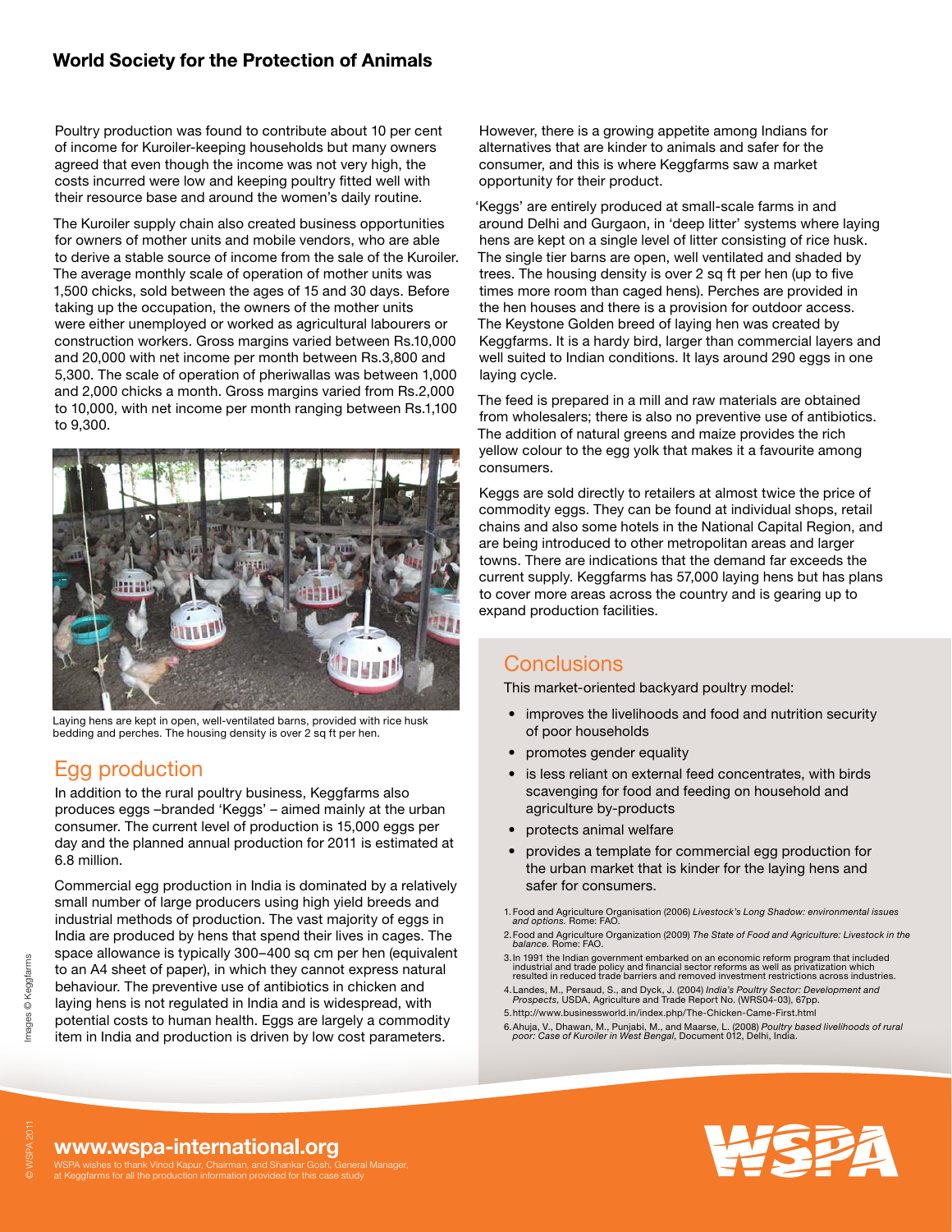Poultry production was found to contribute about 10 per cent of income for Kuroiler-keeping households but many owners agreed that even though the income was not very high, the costs incurred were low and keeping poultry fitted well with their resource base and around the women's daily routine.

The Kuroiler supply chain also created business opportunities for owners of mother units and mobile vendors, who are able to derive a stable source of income from the sale of the Kuroiler. The average monthly scale of operation of mother units was 1,500 chicks, sold between the ages of 15 and 30 days. Before taking up the occupation, the owners of the mother units were either unemployed or worked as agricultural labourers or construction workers. Gross margins varied between Rs.10,000 and 20,000 with net income per month between Rs.3,800 and 5,300. The scale of operation of pheriwallas was between 1,000 and 2,000 chicks a month. Gross margins varied from Rs.2,000 to 10,000, with net income per month ranging between Rs.1,100 to 9,300.

Laying hens are kept in open, well-ventilated barns, provided with rice husk bedding and perches. The housing density is over 2 sq ft per hen.

## Egg production

In addition to the rural poultry business, Keggfarms also produces eggs –branded 'Keggs' – aimed mainly at the urban consumer. The current level of production is 15,000 eggs per day and the planned annual production for 2011 is estimated at 6.8 million.

Commercial egg production in India is dominated by a relatively small number of large producers using high yield breeds and industrial methods of production. The vast majority of eggs in India are produced by hens that spend their lives in cages. The space allowance is typically 300–400 sq cm per hen (equivalent to an A4 sheet of paper), in which they cannot express natural behaviour. The preventive use of antibiotics in chicken and laying hens is not regulated in India and is widespread, with potential costs to human health. Eggs are largely a commodity item in India and production is driven by low cost parameters.

However, there is a growing appetite among Indians for alternatives that are kinder to animals and safer for the consumer, and this is where Keggfarms saw a market opportunity for their product.

'Keggs' are entirely produced at small-scale farms in and around Delhi and Gurgaon, in 'deep litter' systems where laying hens are kept on a single level of litter consisting of rice husk. The single tier barns are open, well ventilated and shaded by trees. The housing density is over 2 sq ft per hen (up to five times more room than caged hens). Perches are provided in the hen houses and there is a provision for outdoor access. The Keystone Golden breed of laying hen was created by Keggfarms. It is a hardy bird, larger than commercial layers and well suited to Indian conditions. It lays around 290 eggs in one laying cycle.

The feed is prepared in a mill and raw materials are obtained from wholesalers; there is also no preventive use of antibiotics. The addition of natural greens and maize provides the rich yellow colour to the egg yolk that makes it a favourite among consumers.

Keggs are sold directly to retailers at almost twice the price of commodity eggs. They can be found at individual shops, retail chains and also some hotels in the National Capital Region, and are being introduced to other metropolitan areas and larger towns. There are indications that the demand far exceeds the current supply. Keggfarms has 57,000 laying hens but has plans to cover more areas across the country and is gearing up to expand production facilities.

## Conclusions

This market-oriented backyard poultry model:

- improves the livelihoods and food and nutrition security of poor households
- promotes gender equality
- is less reliant on external feed concentrates, with birds scavenging for food and feeding on household and agriculture by-products
- protects animal welfare
- provides a template for commercial egg production for the urban market that is kinder for the laying hens and safer for consumers.

1. Food and Agriculture Organisation (2006) *Livestock's Long Shadow: environmental issues and options.* Rome: FAO.
2. Food and Agriculture Organization (2009) *The State of Food and Agriculture: Livestock in the balance.* Rome: FAO.
3. In 1991 the Indian government embarked on an economic reform program that included industrial and trade policy and financial sector reforms as well as privatization which resulted in reduced trade barriers and removed investment restrictions across industries.
4. Landes, M., Persaud, S., and Dyck, J. (2004) *India's Poultry Sector: Development and Prospects*, USDA, Agriculture and Trade Report No. (WRS04-03), 67pp.
5. http://www.businessworld.in/index.php/The-Chicken-Came-First.html
6. Ahuja, V., Dhawan, M., Punjabi, M., and Maarse, L. (2008) *Poultry based livelihoods of rural poor: Case of Kuroiler in West Bengal*, Document 012, Delhi, India.

Images © Keggfarms

**www.wspa-international.org**

WSPA wishes to thank Vinod Kapur, Chairman, and Shankar Gosh, General Manager, at Keggfarms for all the production information provided for this case study

© WSPA 2011